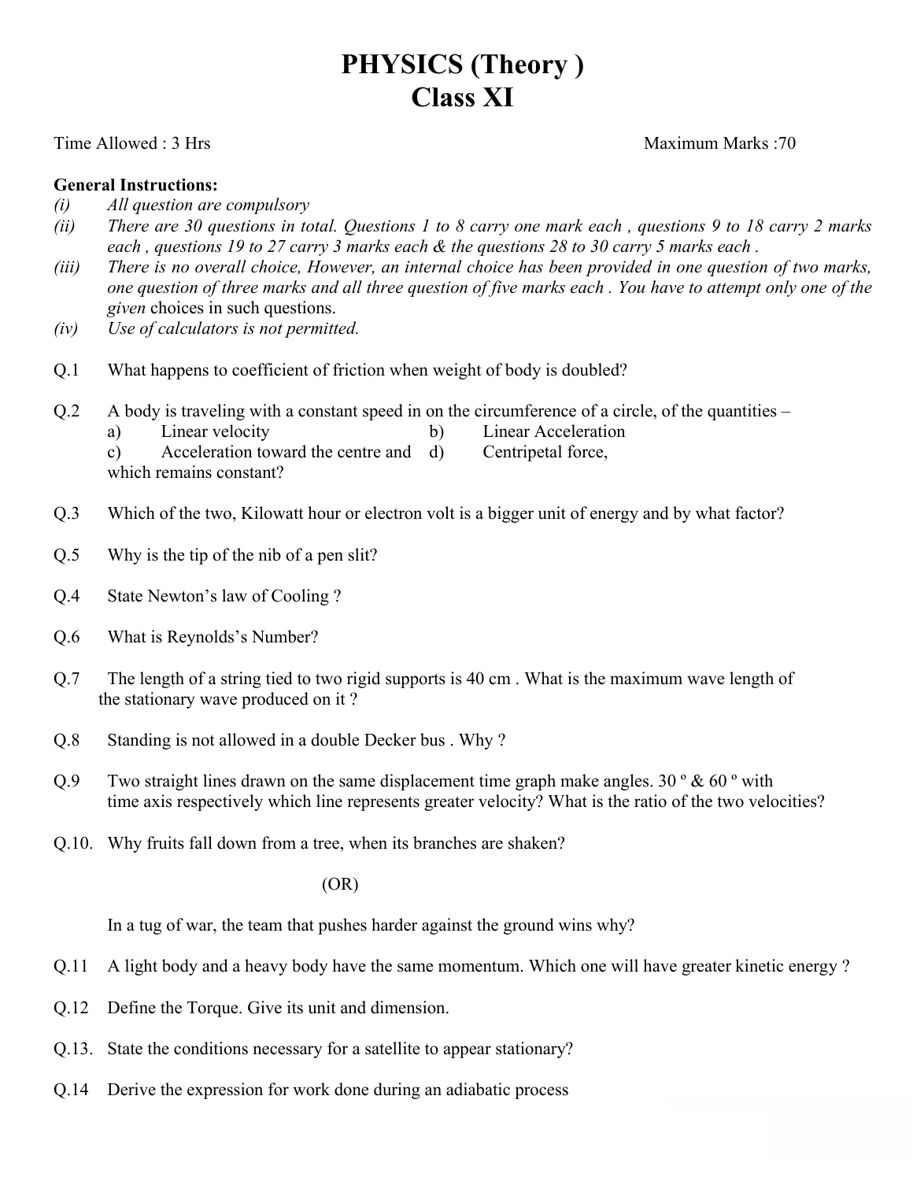# PHYSICS (Theory )
# Class XI

Time Allowed : 3 Hrs Maximum Marks :70

**General Instructions:**

*(i)* *All question are compulsory*

*(ii)* *There are 30 questions in total. Questions 1 to 8 carry one mark each , questions 9 to 18 carry 2 marks each , questions 19 to 27 carry 3 marks each & the questions 28 to 30 carry 5 marks each .*

*(iii)* *There is no overall choice, However, an internal choice has been provided in one question of two marks, one question of three marks and all three question of five marks each . You have to attempt only one of the given* choices in such questions.

*(iv)* *Use of calculators is not permitted.*

Q.1 What happens to coefficient of friction when weight of body is doubled?

Q.2 A body is traveling with a constant speed in on the circumference of a circle, of the quantities –
a) Linear velocity b) Linear Acceleration
c) Acceleration toward the centre and d) Centripetal force,
which remains constant?

Q.3 Which of the two, Kilowatt hour or electron volt is a bigger unit of energy and by what factor?

Q.5 Why is the tip of the nib of a pen slit?

Q.4 State Newton's law of Cooling ?

Q.6 What is Reynolds's Number?

Q.7 The length of a string tied to two rigid supports is 40 cm . What is the maximum wave length of the stationary wave produced on it ?

Q.8 Standing is not allowed in a double Decker bus . Why ?

Q.9 Two straight lines drawn on the same displacement time graph make angles. 30 º & 60 º with time axis respectively which line represents greater velocity? What is the ratio of the two velocities?

Q.10. Why fruits fall down from a tree, when its branches are shaken?

(OR)

In a tug of war, the team that pushes harder against the ground wins why?

Q.11 A light body and a heavy body have the same momentum. Which one will have greater kinetic energy ?

Q.12 Define the Torque. Give its unit and dimension.

Q.13. State the conditions necessary for a satellite to appear stationary?

Q.14 Derive the expression for work done during an adiabatic process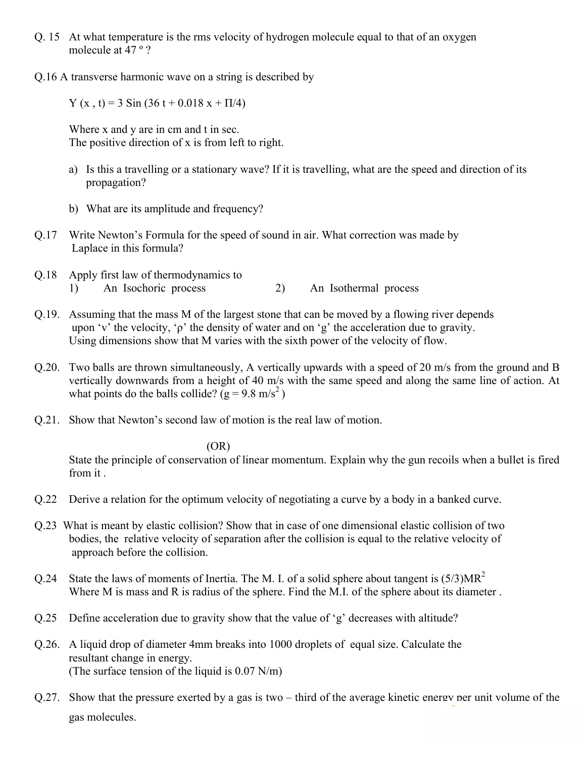Q. 15 At what temperature is the rms velocity of hydrogen molecule equal to that of an oxygen molecule at 47 º ?

Q.16 A transverse harmonic wave on a string is described by

$$Y(x, t) = 3 \sin(36t + 0.018x + \Pi/4)$$

Where x and y are in cm and t in sec.
The positive direction of x is from left to right.

a) Is this a travelling or a stationary wave? If it is travelling, what are the speed and direction of its propagation?

b) What are its amplitude and frequency?

Q.17 Write Newton's Formula for the speed of sound in air. What correction was made by Laplace in this formula?

Q.18 Apply first law of thermodynamics to
1) An Isochoric process 2) An Isothermal process

Q.19. Assuming that the mass M of the largest stone that can be moved by a flowing river depends upon 'v' the velocity, 'ρ' the density of water and on 'g' the acceleration due to gravity. Using dimensions show that M varies with the sixth power of the velocity of flow.

Q.20. Two balls are thrown simultaneously, A vertically upwards with a speed of 20 m/s from the ground and B vertically downwards from a height of 40 m/s with the same speed and along the same line of action. At what points do the balls collide? ($g = 9.8 \text{ m/s}^2$ )

Q.21. Show that Newton's second law of motion is the real law of motion.

(OR)

State the principle of conservation of linear momentum. Explain why the gun recoils when a bullet is fired from it .

Q.22 Derive a relation for the optimum velocity of negotiating a curve by a body in a banked curve.

Q.23 What is meant by elastic collision? Show that in case of one dimensional elastic collision of two bodies, the relative velocity of separation after the collision is equal to the relative velocity of approach before the collision.

Q.24 State the laws of moments of Inertia. The M. I. of a solid sphere about tangent is $(5/3)MR^2$ Where M is mass and R is radius of the sphere. Find the M.I. of the sphere about its diameter .

Q.25 Define acceleration due to gravity show that the value of 'g' decreases with altitude?

Q.26. A liquid drop of diameter 4mm breaks into 1000 droplets of equal size. Calculate the resultant change in energy.
(The surface tension of the liquid is 0.07 N/m)

Q.27. Show that the pressure exerted by a gas is two – third of the average kinetic energy per unit volume of the gas molecules.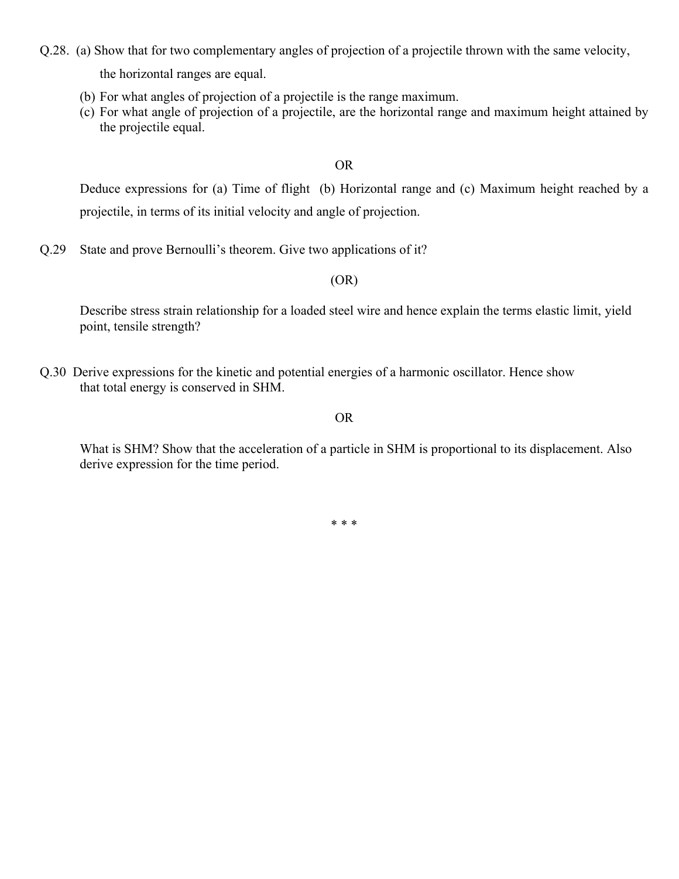Q.28. (a) Show that for two complementary angles of projection of a projectile thrown with the same velocity, the horizontal ranges are equal.

(b) For what angles of projection of a projectile is the range maximum.

(c) For what angle of projection of a projectile, are the horizontal range and maximum height attained by the projectile equal.

OR

Deduce expressions for (a) Time of flight (b) Horizontal range and (c) Maximum height reached by a projectile, in terms of its initial velocity and angle of projection.

Q.29 State and prove Bernoulli's theorem. Give two applications of it?

(OR)

Describe stress strain relationship for a loaded steel wire and hence explain the terms elastic limit, yield point, tensile strength?

Q.30 Derive expressions for the kinetic and potential energies of a harmonic oscillator. Hence show that total energy is conserved in SHM.

OR

What is SHM? Show that the acceleration of a particle in SHM is proportional to its displacement. Also derive expression for the time period.

* * *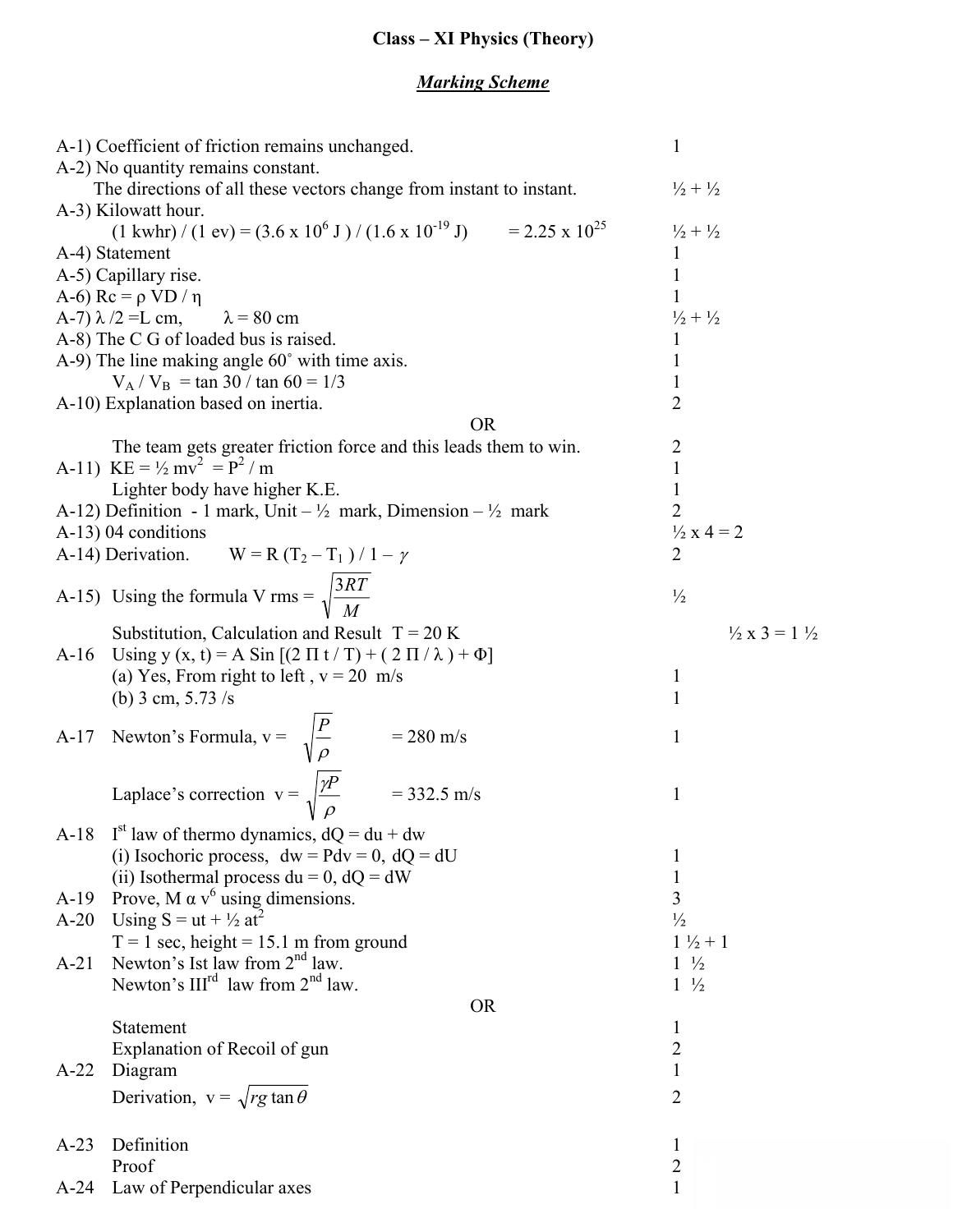# Class – XI Physics (Theory)

## *Marking Scheme*

| | |
|---|---|
| A-1) Coefficient of friction remains unchanged. | 1 |
| A-2) No quantity remains constant. | |
| The directions of all these vectors change from instant to instant. | ½ + ½ |
| A-3) Kilowatt hour. | |
| (1 kwhr) / (1 ev) = ($3.6 \times 10^6$ J ) / ($1.6 \times 10^{-19}$ J) = $2.25 \times 10^{25}$ | ½ + ½ |
| A-4) Statement | 1 |
| A-5) Capillary rise. | 1 |
| A-6) $R_c = \rho VD / \eta$ | 1 |
| A-7) $\lambda /2$ =L cm, $\lambda$ = 80 cm | ½ + ½ |
| A-8) The C G of loaded bus is raised. | 1 |
| A-9) The line making angle 60° with time axis. | 1 |
| $V_A / V_B$ = tan 30 / tan 60 = 1/3 | 1 |
| A-10) Explanation based on inertia. | 2 |
| OR | |
| The team gets greater friction force and this leads them to win. | 2 |
| A-11) KE = ½ $mv^2$ = $P^2$ / m | 1 |
| Lighter body have higher K.E. | 1 |
| A-12) Definition - 1 mark, Unit – ½ mark, Dimension – ½ mark | 2 |
| A-13) 04 conditions | ½ x 4 = 2 |
| A-14) Derivation. $W = R (T_2 – T_1 ) / 1 – \gamma$ | 2 |
| A-15) Using the formula $V_{rms} = \sqrt{\dfrac{3RT}{M}}$ | ½ |
| Substitution, Calculation and Result T = 20 K | ½ x 3 = 1 ½ |
| A-16 Using $y (x, t) = A \sin [(2 \Pi t / T) + ( 2 \Pi / \lambda ) + \Phi]$ | |
| (a) Yes, From right to left , v = 20 m/s | 1 |
| (b) 3 cm, 5.73 /s | 1 |
| A-17 Newton's Formula, $v = \sqrt{\dfrac{P}{\rho}}$ = 280 m/s | 1 |
| Laplace's correction $v = \sqrt{\dfrac{\gamma P}{\rho}}$ = 332.5 m/s | 1 |
| A-18 Ist law of thermo dynamics, dQ = du + dw | |
| (i) Isochoric process, dw = Pdv = 0, dQ = dU | 1 |
| (ii) Isothermal process du = 0, dQ = dW | 1 |
| A-19 Prove, $M \alpha v^6$ using dimensions. | 3 |
| A-20 Using $S = ut + ½ at^2$ | ½ |
| T = 1 sec, height = 15.1 m from ground | 1 ½ + 1 |
| A-21 Newton's Ist law from 2nd law. | 1 ½ |
| Newton's IIIrd law from 2nd law. | 1 ½ |
| OR | |
| Statement | 1 |
| Explanation of Recoil of gun | 2 |
| A-22 Diagram | 1 |
| Derivation, $v = \sqrt{rg \tan \theta}$ | 2 |
| A-23 Definition | 1 |
| Proof | 2 |
| A-24 Law of Perpendicular axes | 1 |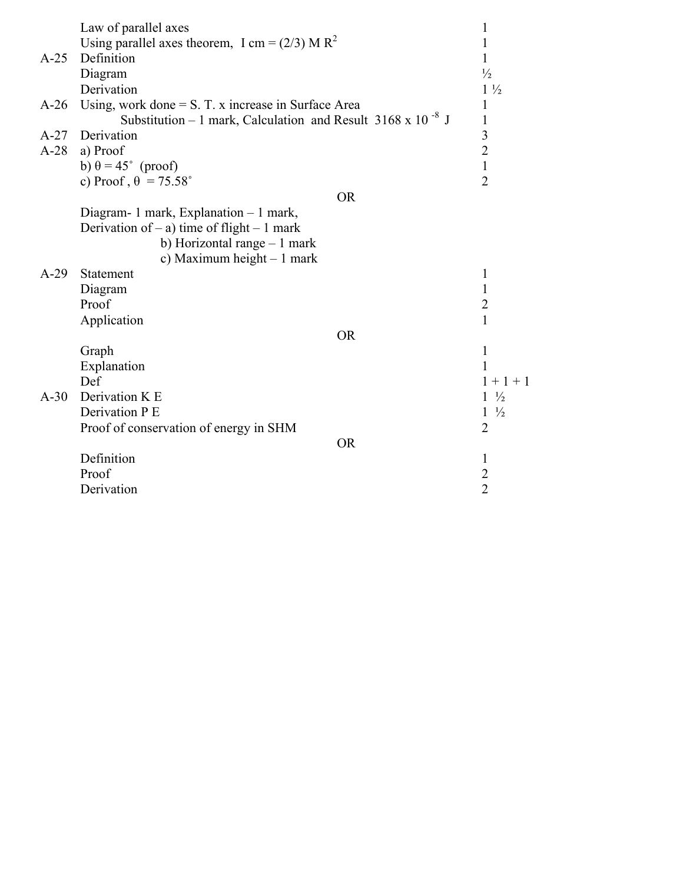| | | |
|---|---|---|
| | Law of parallel axes | 1 |
| | Using parallel axes theorem, I cm = (2/3) M $R^2$ | 1 |
| A-25 | Definition | 1 |
| | Diagram | ½ |
| | Derivation | 1 ½ |
| A-26 | Using, work done = S. T. x increase in Surface Area | 1 |
| | Substitution – 1 mark, Calculation and Result 3168 x $10^{-8}$ J | 1 |
| A-27 | Derivation | 3 |
| A-28 | a) Proof | 2 |
| | b) θ = 45˚ (proof) | 1 |
| | c) Proof , θ = 75.58˚ | 2 |
| | OR | |
| | Diagram- 1 mark, Explanation – 1 mark, | |
| | Derivation of – a) time of flight – 1 mark | |
| | b) Horizontal range – 1 mark | |
| | c) Maximum height – 1 mark | |
| A-29 | Statement | 1 |
| | Diagram | 1 |
| | Proof | 2 |
| | Application | 1 |
| | OR | |
| | Graph | 1 |
| | Explanation | 1 |
| | Def | 1 + 1 + 1 |
| A-30 | Derivation K E | 1 ½ |
| | Derivation P E | 1 ½ |
| | Proof of conservation of energy in SHM | 2 |
| | OR | |
| | Definition | 1 |
| | Proof | 2 |
| | Derivation | 2 |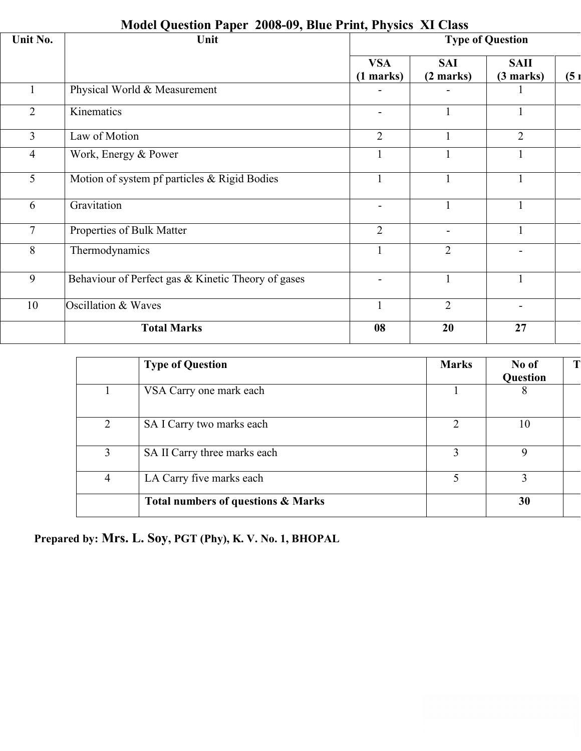# Model Question Paper 2008-09, Blue Print, Physics XI Class

| Unit No. | Unit | Type of Question | | | |
|---|---|---|---|---|---|
| | | VSA (1 marks) | SAI (2 marks) | SAII (3 marks) | (5 m |
| 1 | Physical World & Measurement | - | - | 1 | |
| 2 | Kinematics | - | 1 | 1 | |
| 3 | Law of Motion | 2 | 1 | 2 | |
| 4 | Work, Energy & Power | 1 | 1 | 1 | |
| 5 | Motion of system pf particles & Rigid Bodies | 1 | 1 | 1 | |
| 6 | Gravitation | - | 1 | 1 | |
| 7 | Properties of Bulk Matter | 2 | - | 1 | |
| 8 | Thermodynamics | 1 | 2 | - | |
| 9 | Behaviour of Perfect gas & Kinetic Theory of gases | - | 1 | 1 | |
| 10 | Oscillation & Waves | 1 | 2 | - | |
| | **Total Marks** | **08** | **20** | **27** | |

| | Type of Question | Marks | No of Question | T |
|---|---|---|---|---|
| 1 | VSA Carry one mark each | 1 | 8 | |
| 2 | SA I Carry two marks each | 2 | 10 | |
| 3 | SA II Carry three marks each | 3 | 9 | |
| 4 | LA Carry five marks each | 5 | 3 | |
| | **Total numbers of questions & Marks** | | **30** | |

**Prepared by: Mrs. L. Soy, PGT (Phy), K. V. No. 1, BHOPAL**